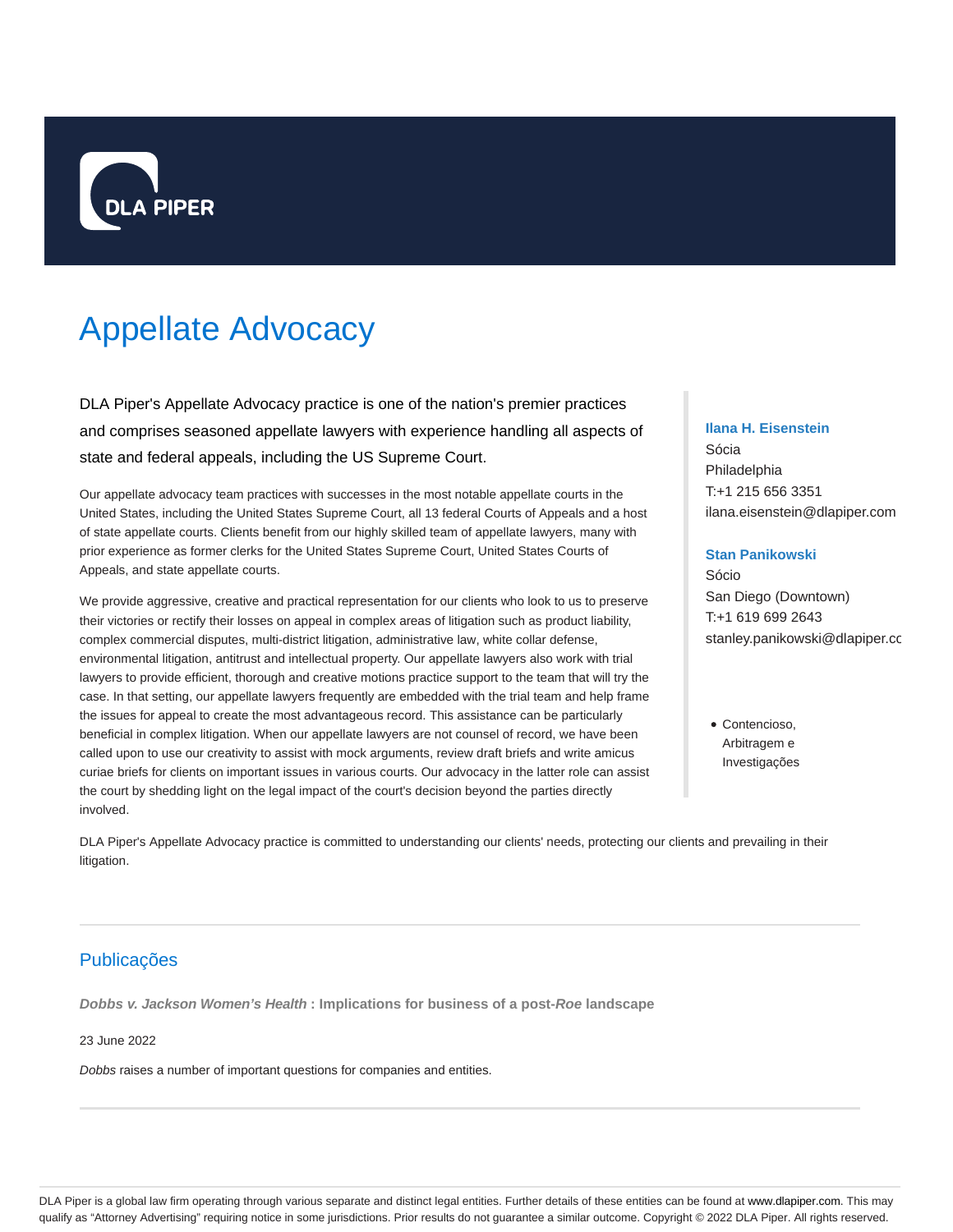# Appellate Advocacy

DLA Piper's Appellate Advocacy practice is one of the nation's premier practices and comprises seasoned appellate lawyers with experience handling all aspects of state and federal appeals, including the US Supreme Court.

Our appellate advocacy team practices with successes in the most notable appellate courts in the United States, including the United States Supreme Court, all 13 federal Courts of Appeals and a host of state appellate courts. Clients benefit from our highly skilled team of appellate lawyers, many with prior experience as former clerks for the United States Supreme Court, United States Courts of Appeals, and state appellate courts.

We provide aggressive, creative and practical representation for our clients who look to us to preserve their victories or rectify their losses on appeal in complex areas of litigation such as product liability, complex commercial disputes, multi-district litigation, administrative law, white collar defense, environmental litigation, antitrust and intellectual property. Our appellate lawyers also work with trial lawyers to provide efficient, thorough and creative motions practice support to the team that will try the case. In that setting, our appellate lawyers frequently are embedded with the trial team and help frame the issues for appeal to create the most advantageous record. This assistance can be particularly beneficial in complex litigation. When our appellate lawyers are not counsel of record, we have been called upon to use our creativity to assist with mock arguments, review draft briefs and write amicus curiae briefs for clients on important issues in various courts. Our advocacy in the latter role can assist the court by shedding light on the legal impact of the court's decision beyond the parties directly involved.

**Ilana H. Eisenstein**
Sócia
Philadelphia
T:+1 215 656 3351
ilana.eisenstein@dlapiper.com

**Stan Panikowski**
Sócio
San Diego (Downtown)
T:+1 619 699 2643
stanley.panikowski@dlapiper.com

- Contencioso, Arbitragem e Investigações

DLA Piper's Appellate Advocacy practice is committed to understanding our clients' needs, protecting our clients and prevailing in their litigation.

## Publicações

***Dobbs v. Jackson Women's Health* : Implications for business of a post-*Roe* landscape**

23 June 2022

*Dobbs* raises a number of important questions for companies and entities.

DLA Piper is a global law firm operating through various separate and distinct legal entities. Further details of these entities can be found at www.dlapiper.com. This may qualify as "Attorney Advertising" requiring notice in some jurisdictions. Prior results do not guarantee a similar outcome. Copyright © 2022 DLA Piper. All rights reserved.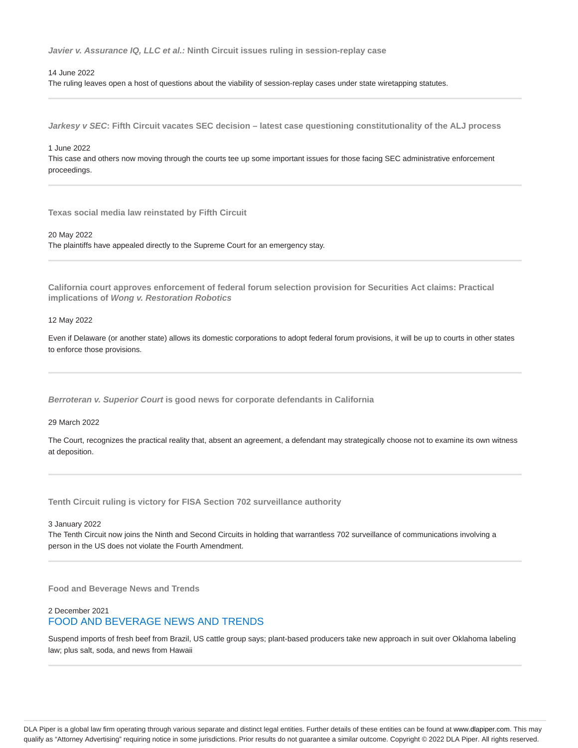### *Javier v. Assurance IQ, LLC et al.:* Ninth Circuit issues ruling in session-replay case

14 June 2022

The ruling leaves open a host of questions about the viability of session-replay cases under state wiretapping statutes.

---

### *Jarkesy v SEC*: Fifth Circuit vacates SEC decision – latest case questioning constitutionality of the ALJ process

1 June 2022

This case and others now moving through the courts tee up some important issues for those facing SEC administrative enforcement proceedings.

---

### Texas social media law reinstated by Fifth Circuit

20 May 2022

The plaintiffs have appealed directly to the Supreme Court for an emergency stay.

---

### California court approves enforcement of federal forum selection provision for Securities Act claims: Practical implications of *Wong v. Restoration Robotics*

12 May 2022

Even if Delaware (or another state) allows its domestic corporations to adopt federal forum provisions, it will be up to courts in other states to enforce those provisions.

---

### *Berroteran v. Superior Court* is good news for corporate defendants in California

29 March 2022

The Court, recognizes the practical reality that, absent an agreement, a defendant may strategically choose not to examine its own witness at deposition.

---

### Tenth Circuit ruling is victory for FISA Section 702 surveillance authority

3 January 2022

The Tenth Circuit now joins the Ninth and Second Circuits in holding that warrantless 702 surveillance of communications involving a person in the US does not violate the Fourth Amendment.

---

### Food and Beverage News and Trends

2 December 2021

FOOD AND BEVERAGE NEWS AND TRENDS

Suspend imports of fresh beef from Brazil, US cattle group says; plant-based producers take new approach in suit over Oklahoma labeling law; plus salt, soda, and news from Hawaii

---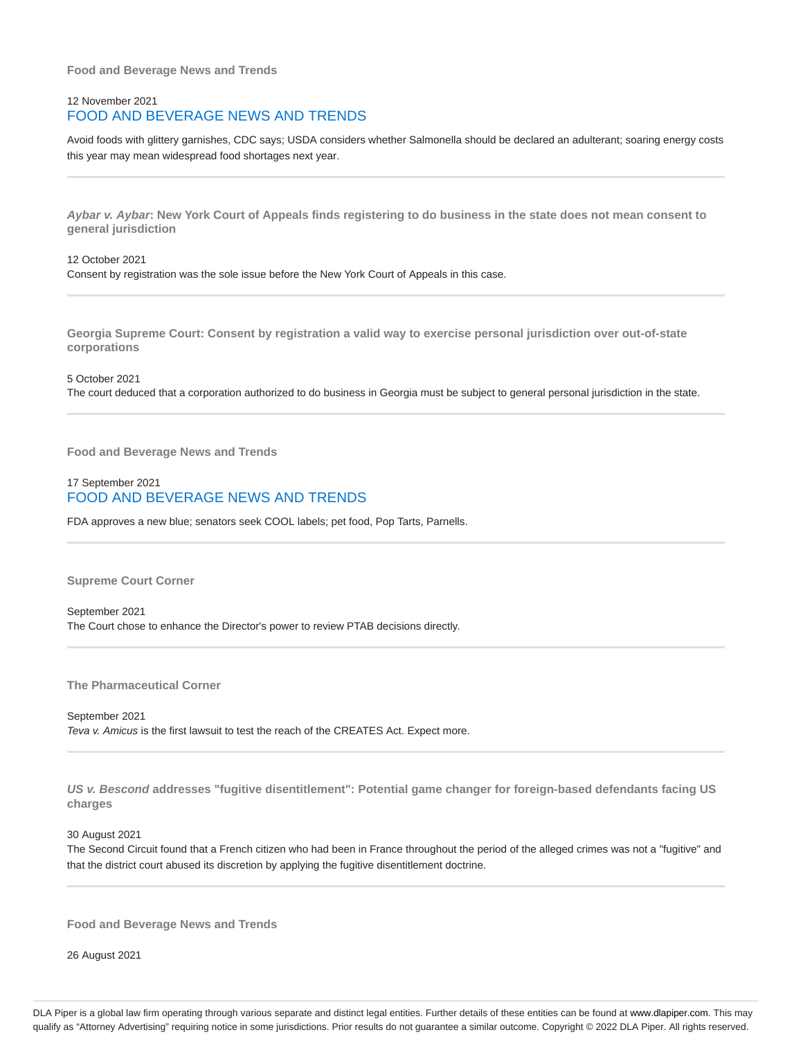**Food and Beverage News and Trends**

12 November 2021

## FOOD AND BEVERAGE NEWS AND TRENDS

Avoid foods with glittery garnishes, CDC says; USDA considers whether Salmonella should be declared an adulterant; soaring energy costs this year may mean widespread food shortages next year.

---

***Aybar v. Aybar*: New York Court of Appeals finds registering to do business in the state does not mean consent to general jurisdiction**

12 October 2021

Consent by registration was the sole issue before the New York Court of Appeals in this case.

---

**Georgia Supreme Court: Consent by registration a valid way to exercise personal jurisdiction over out-of-state corporations**

5 October 2021

The court deduced that a corporation authorized to do business in Georgia must be subject to general personal jurisdiction in the state.

---

**Food and Beverage News and Trends**

17 September 2021

## FOOD AND BEVERAGE NEWS AND TRENDS

FDA approves a new blue; senators seek COOL labels; pet food, Pop Tarts, Parnells.

---

**Supreme Court Corner**

September 2021

The Court chose to enhance the Director's power to review PTAB decisions directly.

---

**The Pharmaceutical Corner**

September 2021

*Teva v. Amicus* is the first lawsuit to test the reach of the CREATES Act. Expect more.

---

***US v. Bescond* addresses "fugitive disentitlement": Potential game changer for foreign-based defendants facing US charges**

30 August 2021

The Second Circuit found that a French citizen who had been in France throughout the period of the alleged crimes was not a "fugitive" and that the district court abused its discretion by applying the fugitive disentitlement doctrine.

---

**Food and Beverage News and Trends**

26 August 2021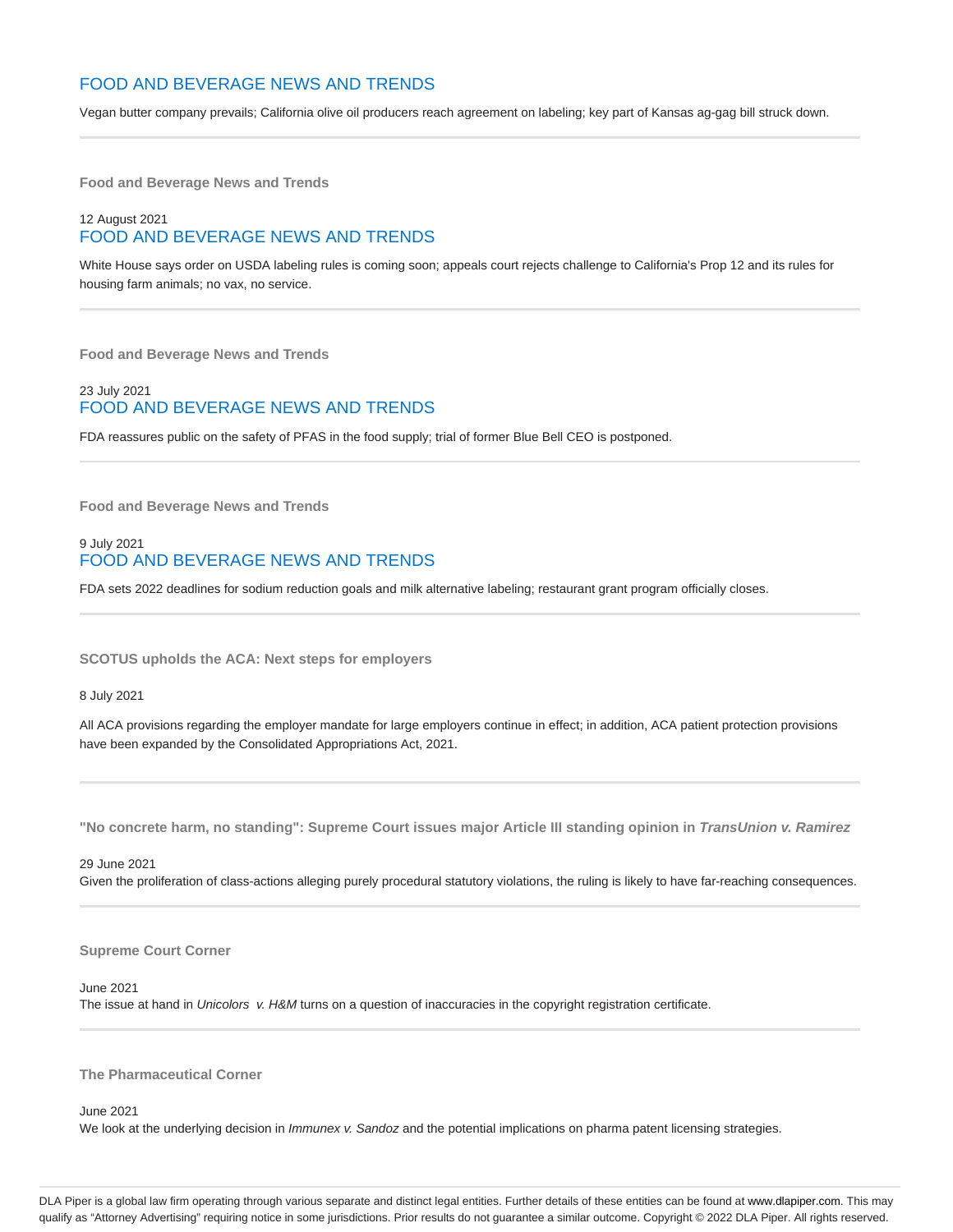## FOOD AND BEVERAGE NEWS AND TRENDS

Vegan butter company prevails; California olive oil producers reach agreement on labeling; key part of Kansas ag-gag bill struck down.

---

**Food and Beverage News and Trends**

12 August 2021

## FOOD AND BEVERAGE NEWS AND TRENDS

White House says order on USDA labeling rules is coming soon; appeals court rejects challenge to California's Prop 12 and its rules for housing farm animals; no vax, no service.

---

**Food and Beverage News and Trends**

23 July 2021

## FOOD AND BEVERAGE NEWS AND TRENDS

FDA reassures public on the safety of PFAS in the food supply; trial of former Blue Bell CEO is postponed.

---

**Food and Beverage News and Trends**

9 July 2021

## FOOD AND BEVERAGE NEWS AND TRENDS

FDA sets 2022 deadlines for sodium reduction goals and milk alternative labeling; restaurant grant program officially closes.

---

**SCOTUS upholds the ACA: Next steps for employers**

8 July 2021

All ACA provisions regarding the employer mandate for large employers continue in effect; in addition, ACA patient protection provisions have been expanded by the Consolidated Appropriations Act, 2021.

---

**"No concrete harm, no standing": Supreme Court issues major Article III standing opinion in *TransUnion v. Ramirez***

29 June 2021

Given the proliferation of class-actions alleging purely procedural statutory violations, the ruling is likely to have far-reaching consequences.

---

**Supreme Court Corner**

June 2021

The issue at hand in *Unicolors v. H&M* turns on a question of inaccuracies in the copyright registration certificate.

---

**The Pharmaceutical Corner**

June 2021

We look at the underlying decision in *Immunex v. Sandoz* and the potential implications on pharma patent licensing strategies.

DLA Piper is a global law firm operating through various separate and distinct legal entities. Further details of these entities can be found at www.dlapiper.com. This may qualify as "Attorney Advertising" requiring notice in some jurisdictions. Prior results do not guarantee a similar outcome. Copyright © 2022 DLA Piper. All rights reserved.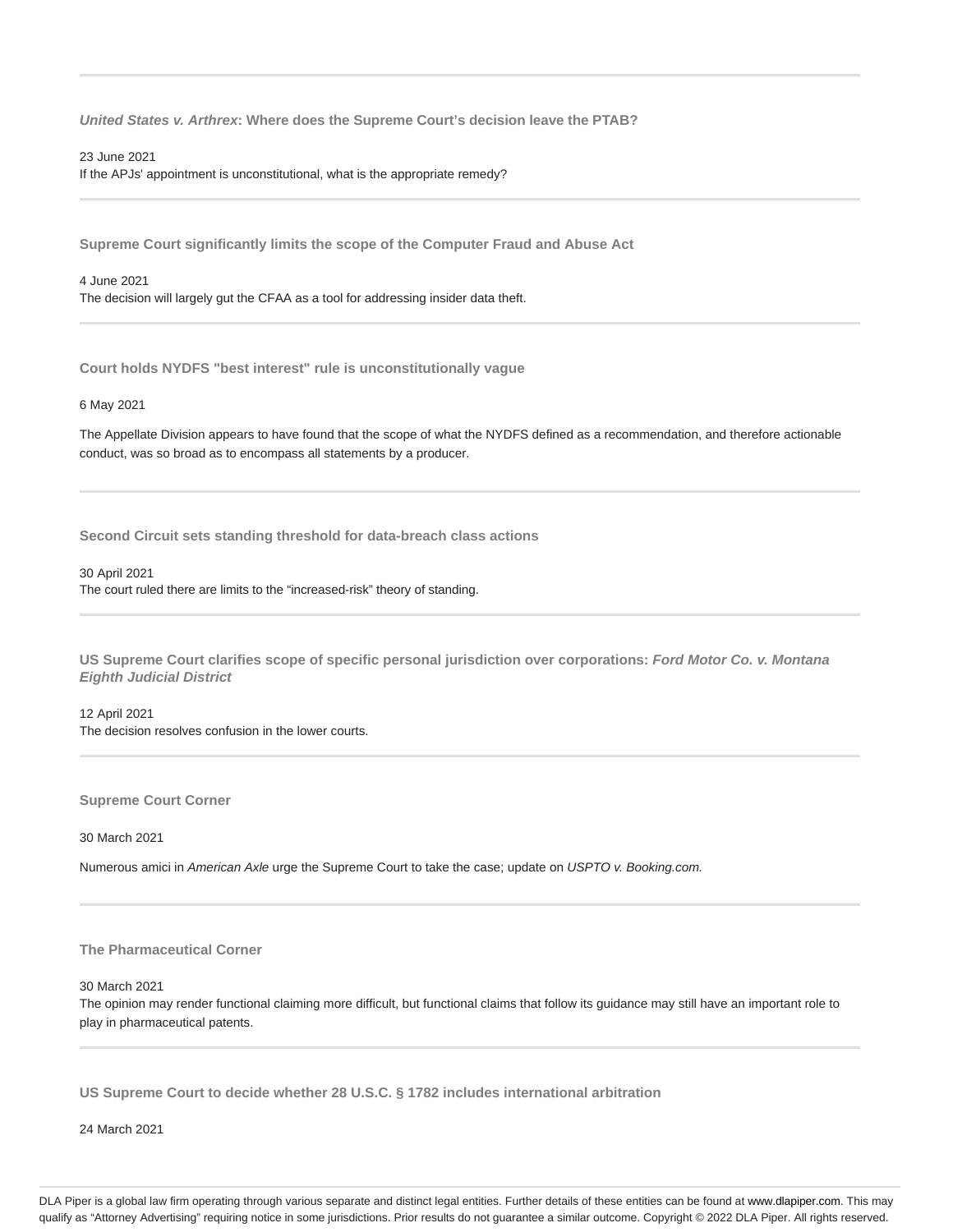---

**_United States v. Arthrex_: Where does the Supreme Court's decision leave the PTAB?**

23 June 2021

If the APJs' appointment is unconstitutional, what is the appropriate remedy?

---

**Supreme Court significantly limits the scope of the Computer Fraud and Abuse Act**

4 June 2021

The decision will largely gut the CFAA as a tool for addressing insider data theft.

---

**Court holds NYDFS "best interest" rule is unconstitutionally vague**

6 May 2021

The Appellate Division appears to have found that the scope of what the NYDFS defined as a recommendation, and therefore actionable conduct, was so broad as to encompass all statements by a producer.

---

**Second Circuit sets standing threshold for data-breach class actions**

30 April 2021

The court ruled there are limits to the "increased-risk" theory of standing.

---

**US Supreme Court clarifies scope of specific personal jurisdiction over corporations: _Ford Motor Co. v. Montana Eighth Judicial District_**

12 April 2021

The decision resolves confusion in the lower courts.

---

**Supreme Court Corner**

30 March 2021

Numerous amici in *American Axle* urge the Supreme Court to take the case; update on *USPTO v. Booking.com.*

---

**The Pharmaceutical Corner**

30 March 2021

The opinion may render functional claiming more difficult, but functional claims that follow its guidance may still have an important role to play in pharmaceutical patents.

---

**US Supreme Court to decide whether 28 U.S.C. § 1782 includes international arbitration**

24 March 2021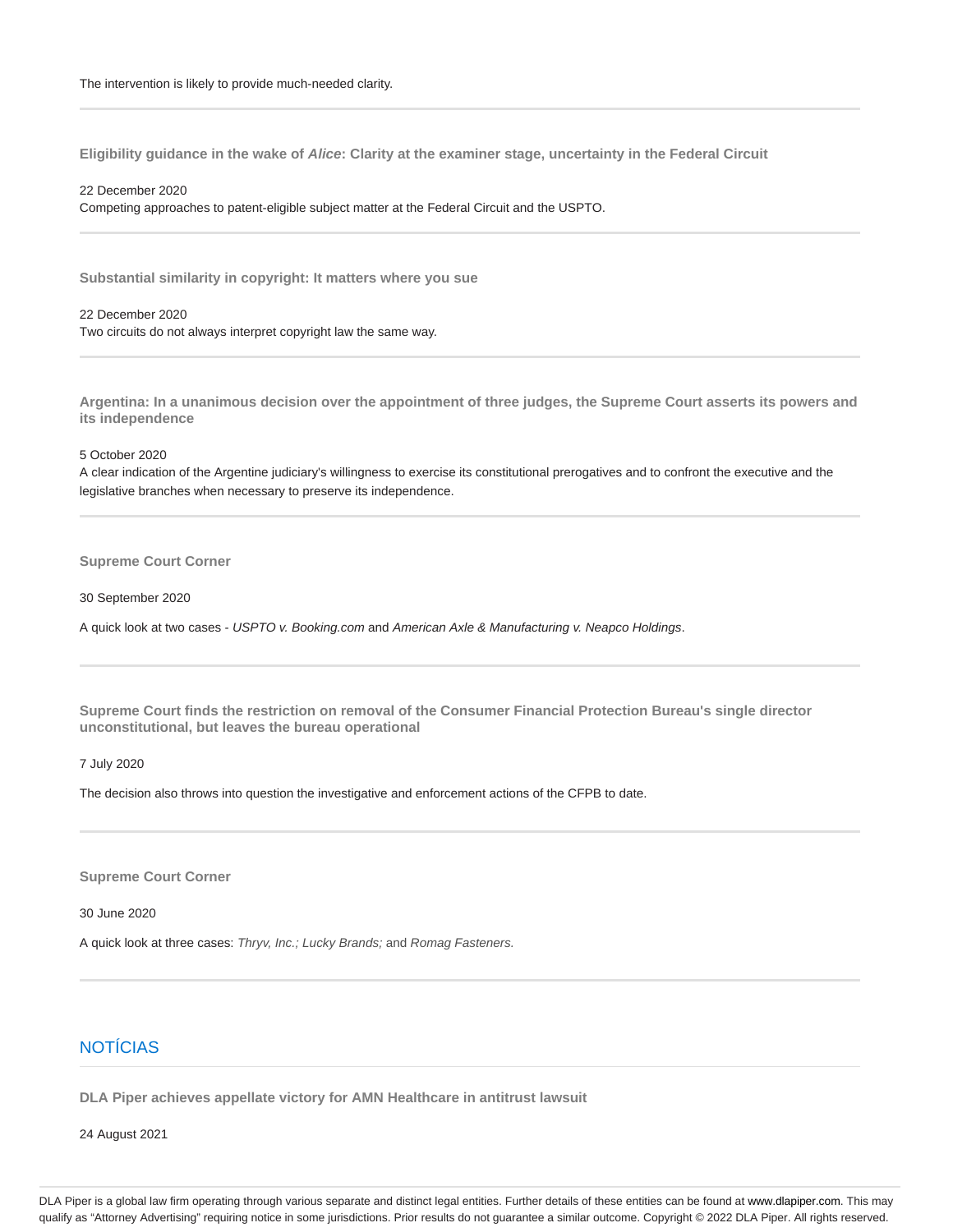The intervention is likely to provide much-needed clarity.

---

**Eligibility guidance in the wake of *Alice*: Clarity at the examiner stage, uncertainty in the Federal Circuit**

22 December 2020
Competing approaches to patent-eligible subject matter at the Federal Circuit and the USPTO.

---

**Substantial similarity in copyright: It matters where you sue**

22 December 2020
Two circuits do not always interpret copyright law the same way.

---

**Argentina: In a unanimous decision over the appointment of three judges, the Supreme Court asserts its powers and its independence**

5 October 2020
A clear indication of the Argentine judiciary's willingness to exercise its constitutional prerogatives and to confront the executive and the legislative branches when necessary to preserve its independence.

---

**Supreme Court Corner**

30 September 2020

A quick look at two cases - *USPTO v. Booking.com* and *American Axle & Manufacturing v. Neapco Holdings*.

---

**Supreme Court finds the restriction on removal of the Consumer Financial Protection Bureau's single director unconstitutional, but leaves the bureau operational**

7 July 2020

The decision also throws into question the investigative and enforcement actions of the CFPB to date.

---

**Supreme Court Corner**

30 June 2020

A quick look at three cases: *Thryv, Inc.; Lucky Brands;* and *Romag Fasteners.*

---

## NOTÍCIAS

**DLA Piper achieves appellate victory for AMN Healthcare in antitrust lawsuit**

24 August 2021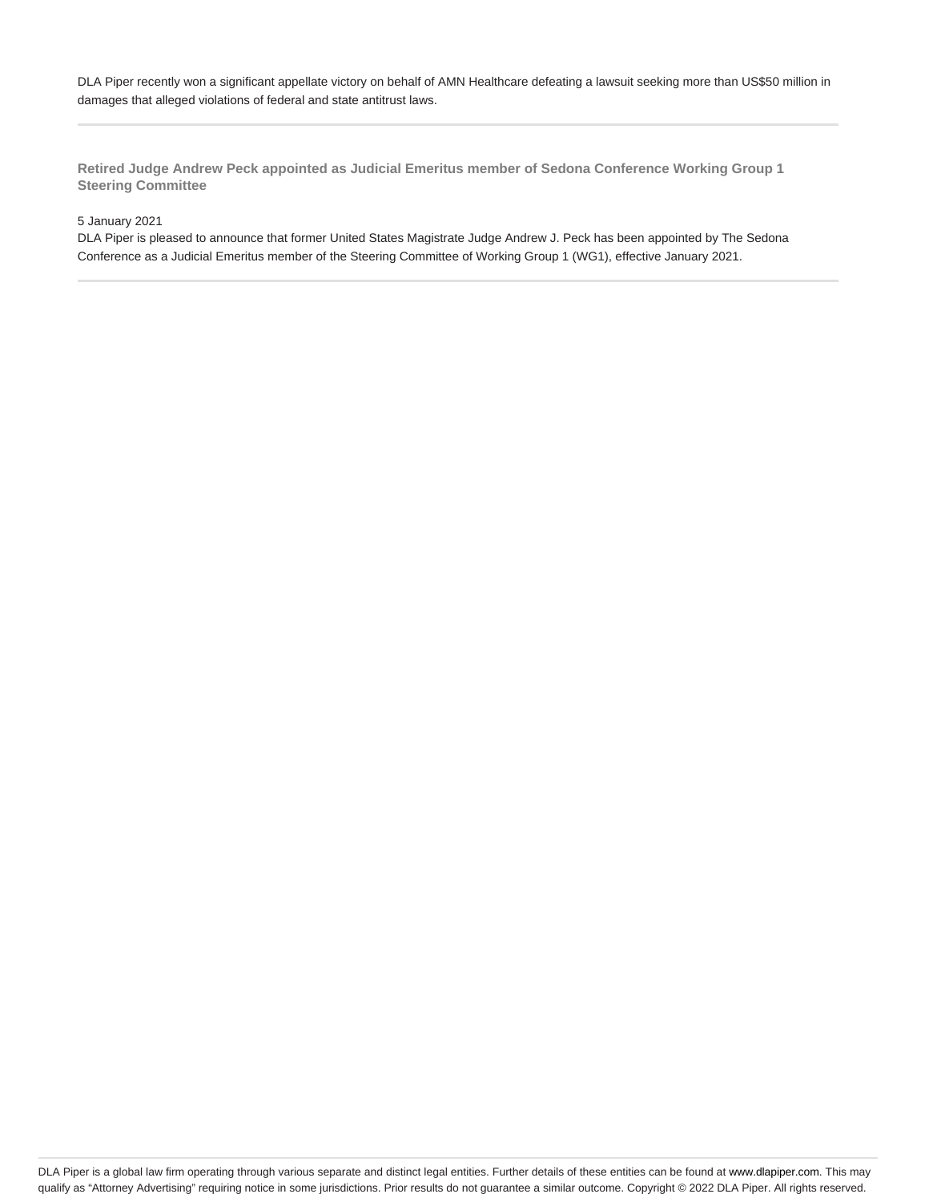DLA Piper recently won a significant appellate victory on behalf of AMN Healthcare defeating a lawsuit seeking more than US$50 million in damages that alleged violations of federal and state antitrust laws.

---

**Retired Judge Andrew Peck appointed as Judicial Emeritus member of Sedona Conference Working Group 1 Steering Committee**

5 January 2021

DLA Piper is pleased to announce that former United States Magistrate Judge Andrew J. Peck has been appointed by The Sedona Conference as a Judicial Emeritus member of the Steering Committee of Working Group 1 (WG1), effective January 2021.

---

DLA Piper is a global law firm operating through various separate and distinct legal entities. Further details of these entities can be found at www.dlapiper.com. This may qualify as "Attorney Advertising" requiring notice in some jurisdictions. Prior results do not guarantee a similar outcome. Copyright © 2022 DLA Piper. All rights reserved.